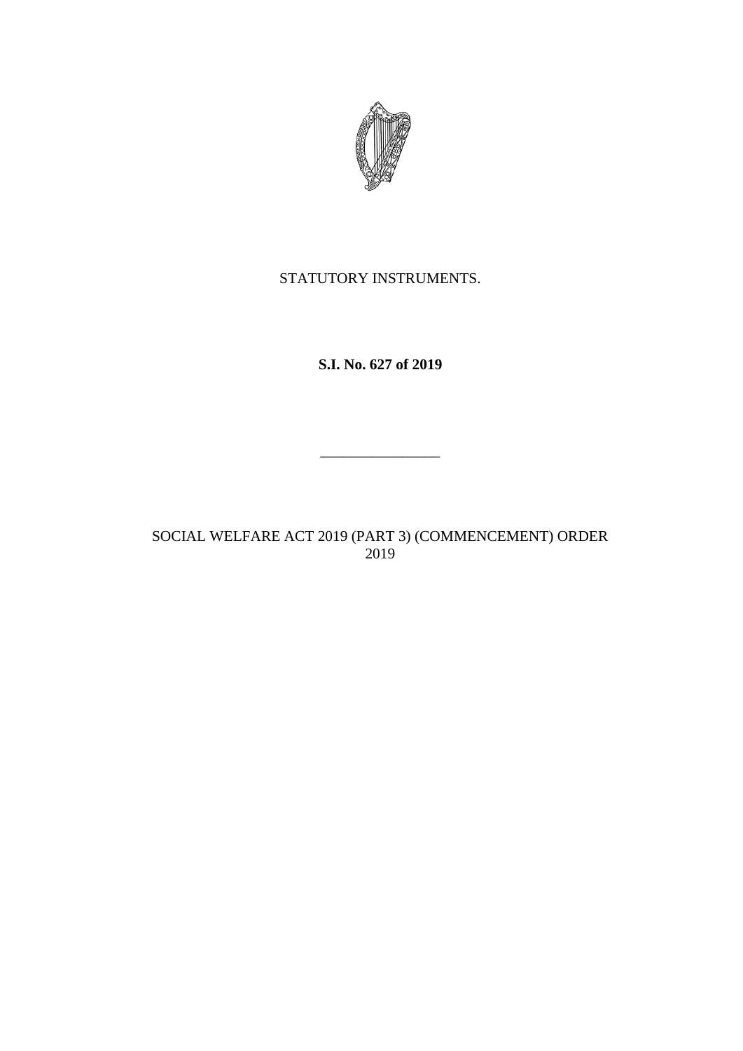STATUTORY INSTRUMENTS.

**S.I. No. 627 of 2019**

________________

SOCIAL WELFARE ACT 2019 (PART 3) (COMMENCEMENT) ORDER 2019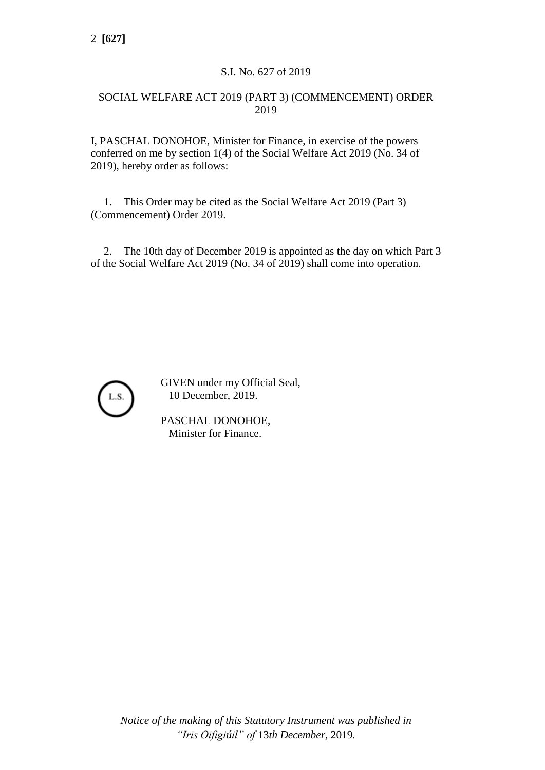S.I. No. 627 of 2019

# SOCIAL WELFARE ACT 2019 (PART 3) (COMMENCEMENT) ORDER 2019

I, PASCHAL DONOHOE, Minister for Finance, in exercise of the powers conferred on me by section 1(4) of the Social Welfare Act 2019 (No. 34 of 2019), hereby order as follows:

1. This Order may be cited as the Social Welfare Act 2019 (Part 3) (Commencement) Order 2019.

2. The 10th day of December 2019 is appointed as the day on which Part 3 of the Social Welfare Act 2019 (No. 34 of 2019) shall come into operation.

L.S.

GIVEN under my Official Seal,
10 December, 2019.

PASCHAL DONOHOE,
Minister for Finance.

*Notice of the making of this Statutory Instrument was published in "Iris Oifigiúil" of 13th December, 2019.*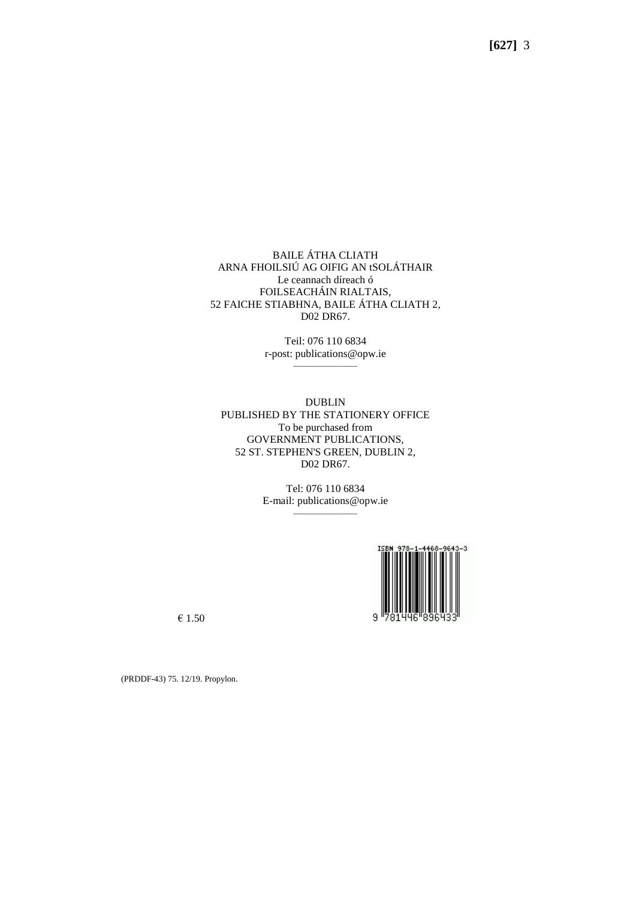BAILE ÁTHA CLIATH
ARNA FHOILSIÚ AG OIFIG AN tSOLÁTHAIR
Le ceannach díreach ó
FOILSEACHÁIN RIALTAIS,
52 FAICHE STIABHNA, BAILE ÁTHA CLIATH 2,
D02 DR67.

Teil: 076 110 6834
r-post: publications@opw.ie

---

DUBLIN
PUBLISHED BY THE STATIONERY OFFICE
To be purchased from
GOVERNMENT PUBLICATIONS,
52 ST. STEPHEN'S GREEN, DUBLIN 2,
D02 DR67.

Tel: 076 110 6834
E-mail: publications@opw.ie

---

ISBN 978-1-4468-9643-3

9 781446 896433

€ 1.50

(PRDDF-43) 75. 12/19. Propylon.